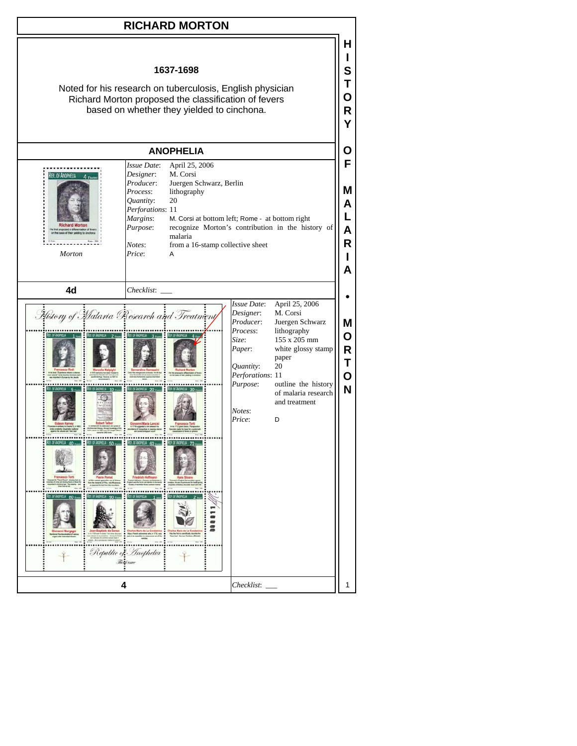# RICHARD MORTON

**1637-1698**

Noted for his research on tuberculosis, English physician Richard Morton proposed the classification of fevers based on whether they yielded to cinchona.

## ANOPHELIA

*Morton*

| | |
|---|---|
| *Issue Date*: | April 25, 2006 |
| *Designer*: | M. Corsi |
| *Producer*: | Juergen Schwarz, Berlin |
| *Process*: | lithography |
| *Quantity*: | 20 |
| *Perforations*: | 11 |
| *Margins*: | M. Corsi at bottom left; Rome - at bottom right |
| *Purpose*: | recognize Morton's contribution in the history of malaria |
| *Notes*: | from a 16-stamp collective sheet |
| *Price*: | A |

**4d** *Checklist*: ___

| | |
|---|---|
| *Issue Date*: | April 25, 2006 |
| *Designer*: | M. Corsi |
| *Producer*: | Juergen Schwarz |
| *Process*: | lithography |
| *Size*: | 155 x 205 mm |
| *Paper*: | white glossy stamp paper |
| *Quantity*: | 20 |
| *Perforations*: | 11 |
| *Purpose*: | outline the history of malaria research and treatment |
| *Notes*: | |
| *Price*: | D |

**4** *Checklist*: ___

HISTORY OF MALARIA • MORTON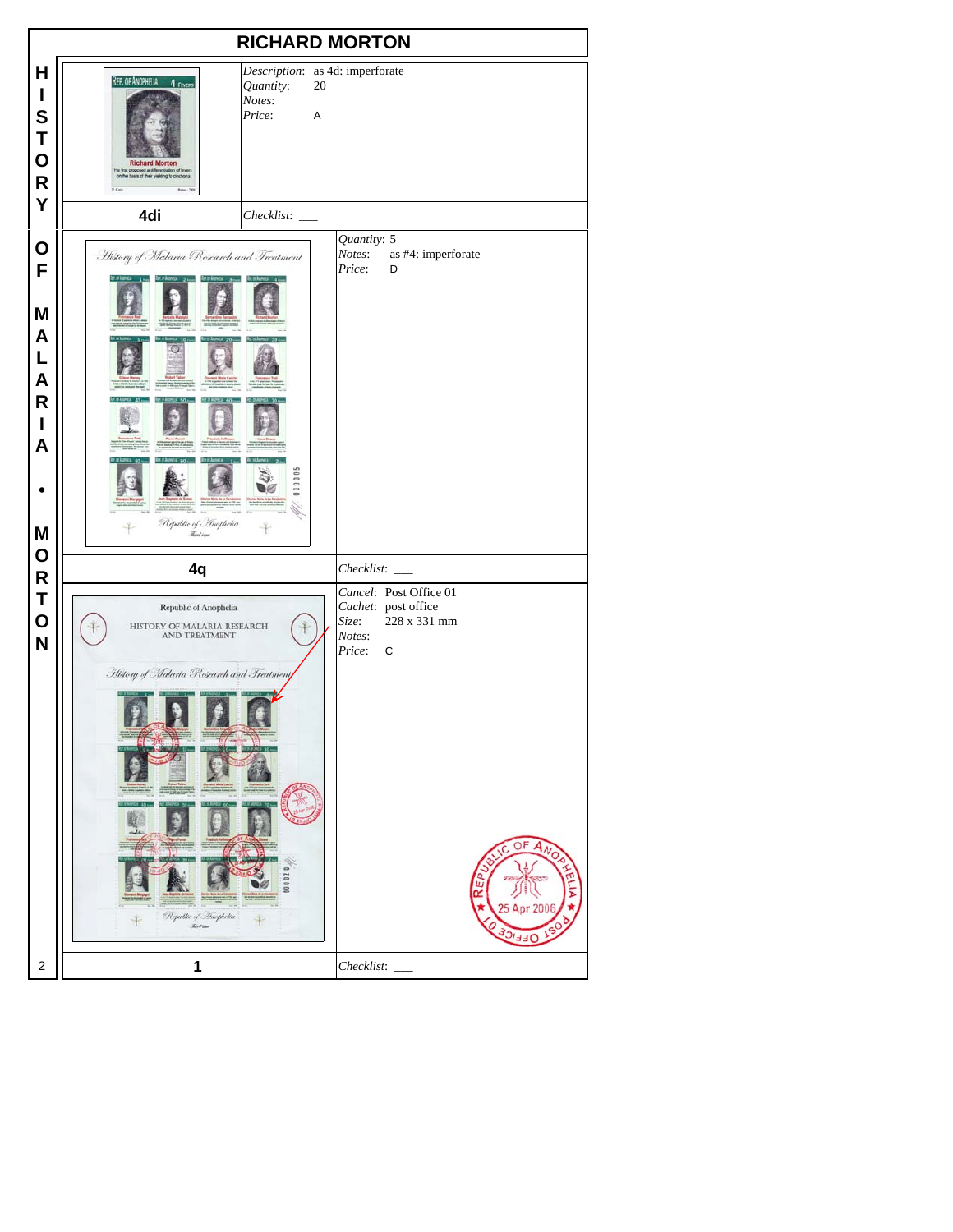# RICHARD MORTON

| | |
|---|---|
| | *Description*: as 4d: imperforate<br>*Quantity*: 20<br>*Notes*:<br>*Price*: A |
| **4di** | *Checklist*: ___ |
| | *Quantity*: 5<br>*Notes*: as #4: imperforate<br>*Price*: D |
| **4q** | *Checklist*: ___ |
| | *Cancel*: Post Office 01<br>*Cachet*: post office<br>*Size*: 228 x 331 mm<br>*Notes*:<br>*Price*: C |
| **1** | *Checklist*: ___ |